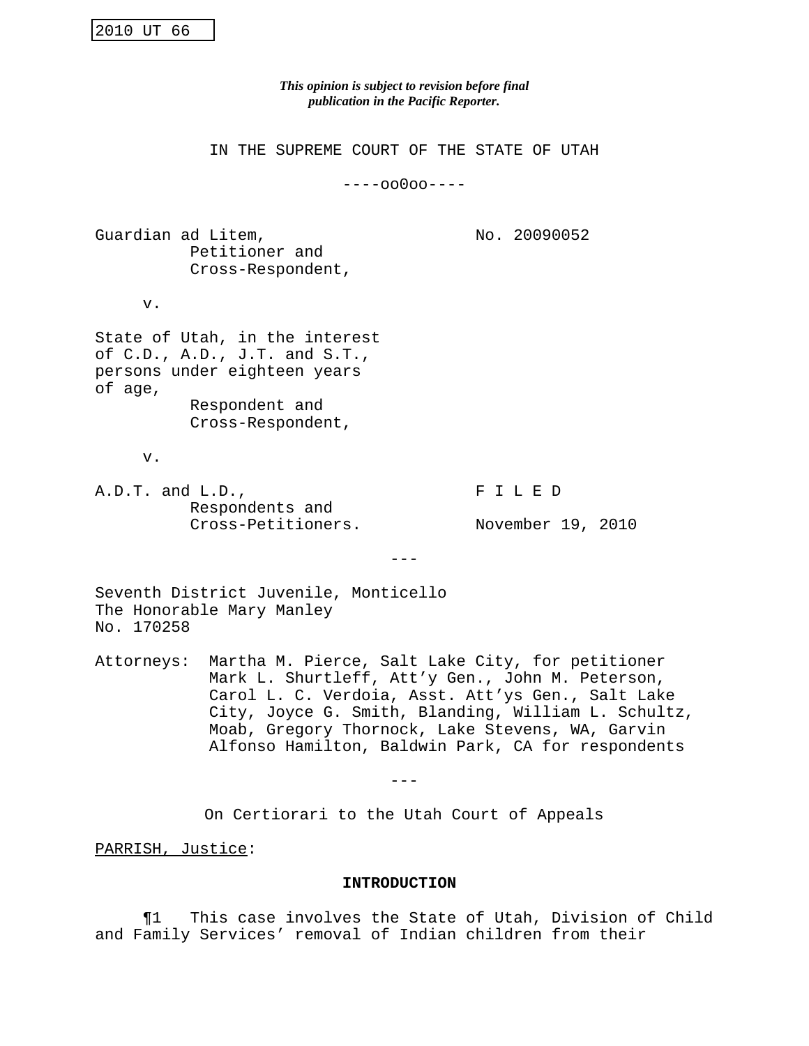2010 UT 66

*This opinion is subject to revision before final publication in the Pacific Reporter.*

IN THE SUPREME COURT OF THE STATE OF UTAH

----oo0oo----

Guardian ad Litem,
Petitioner and
Cross-Respondent,

No. 20090052

v.

State of Utah, in the interest of C.D., A.D., J.T. and S.T., persons under eighteen years of age,
Respondent and
Cross-Respondent,

v.

A.D.T. and L.D.,
Respondents and
Cross-Petitioners.

F I L E D

November 19, 2010

---

Seventh District Juvenile, Monticello
The Honorable Mary Manley
No. 170258

Attorneys: Martha M. Pierce, Salt Lake City, for petitioner
Mark L. Shurtleff, Att'y Gen., John M. Peterson, Carol L. C. Verdoia, Asst. Att'ys Gen., Salt Lake City, Joyce G. Smith, Blanding, William L. Schultz, Moab, Gregory Thornock, Lake Stevens, WA, Garvin Alfonso Hamilton, Baldwin Park, CA for respondents

---

On Certiorari to the Utah Court of Appeals

PARRISH, Justice:

## INTRODUCTION

¶1 This case involves the State of Utah, Division of Child and Family Services' removal of Indian children from their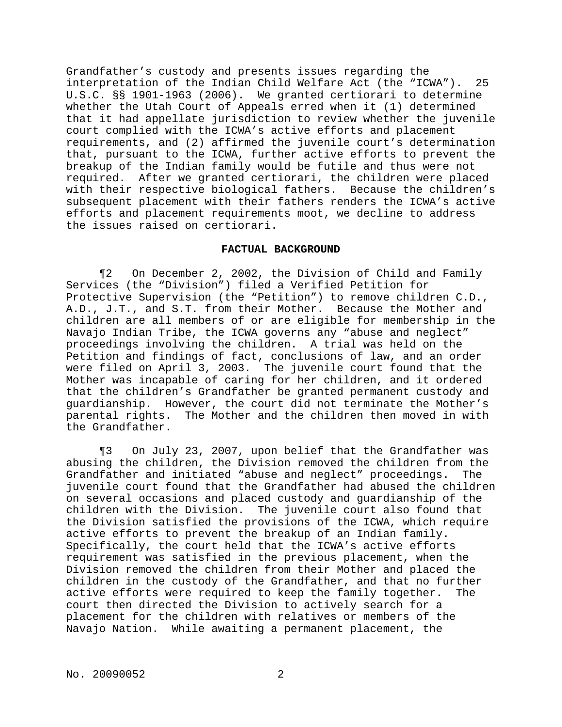Grandfather's custody and presents issues regarding the interpretation of the Indian Child Welfare Act (the "ICWA"). 25 U.S.C. §§ 1901-1963 (2006). We granted certiorari to determine whether the Utah Court of Appeals erred when it (1) determined that it had appellate jurisdiction to review whether the juvenile court complied with the ICWA's active efforts and placement requirements, and (2) affirmed the juvenile court's determination that, pursuant to the ICWA, further active efforts to prevent the breakup of the Indian family would be futile and thus were not required. After we granted certiorari, the children were placed with their respective biological fathers. Because the children's subsequent placement with their fathers renders the ICWA's active efforts and placement requirements moot, we decline to address the issues raised on certiorari.

**FACTUAL BACKGROUND**

¶2 On December 2, 2002, the Division of Child and Family Services (the "Division") filed a Verified Petition for Protective Supervision (the "Petition") to remove children C.D., A.D., J.T., and S.T. from their Mother. Because the Mother and children are all members of or are eligible for membership in the Navajo Indian Tribe, the ICWA governs any "abuse and neglect" proceedings involving the children. A trial was held on the Petition and findings of fact, conclusions of law, and an order were filed on April 3, 2003. The juvenile court found that the Mother was incapable of caring for her children, and it ordered that the children's Grandfather be granted permanent custody and guardianship. However, the court did not terminate the Mother's parental rights. The Mother and the children then moved in with the Grandfather.

¶3 On July 23, 2007, upon belief that the Grandfather was abusing the children, the Division removed the children from the Grandfather and initiated "abuse and neglect" proceedings. The juvenile court found that the Grandfather had abused the children on several occasions and placed custody and guardianship of the children with the Division. The juvenile court also found that the Division satisfied the provisions of the ICWA, which require active efforts to prevent the breakup of an Indian family. Specifically, the court held that the ICWA's active efforts requirement was satisfied in the previous placement, when the Division removed the children from their Mother and placed the children in the custody of the Grandfather, and that no further active efforts were required to keep the family together. The court then directed the Division to actively search for a placement for the children with relatives or members of the Navajo Nation. While awaiting a permanent placement, the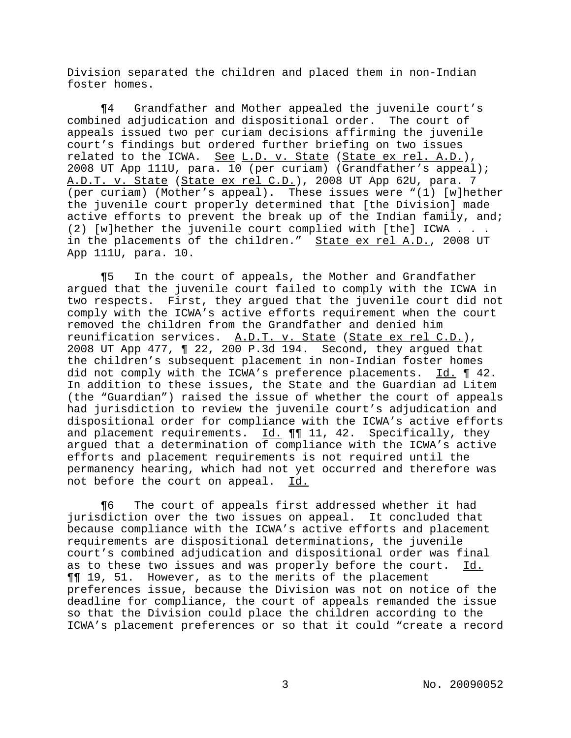Division separated the children and placed them in non-Indian foster homes.

¶4 Grandfather and Mother appealed the juvenile court's combined adjudication and dispositional order. The court of appeals issued two per curiam decisions affirming the juvenile court's findings but ordered further briefing on two issues related to the ICWA. See L.D. v. State (State ex rel. A.D.), 2008 UT App 111U, para. 10 (per curiam) (Grandfather's appeal); A.D.T. v. State (State ex rel C.D.), 2008 UT App 62U, para. 7 (per curiam) (Mother's appeal). These issues were "(1) [w]hether the juvenile court properly determined that [the Division] made active efforts to prevent the break up of the Indian family, and; (2) [w]hether the juvenile court complied with [the] ICWA . . . in the placements of the children." State ex rel A.D., 2008 UT App 111U, para. 10.

¶5 In the court of appeals, the Mother and Grandfather argued that the juvenile court failed to comply with the ICWA in two respects. First, they argued that the juvenile court did not comply with the ICWA's active efforts requirement when the court removed the children from the Grandfather and denied him reunification services. A.D.T. v. State (State ex rel C.D.), 2008 UT App 477, ¶ 22, 200 P.3d 194. Second, they argued that the children's subsequent placement in non-Indian foster homes did not comply with the ICWA's preference placements. Id. ¶ 42. In addition to these issues, the State and the Guardian ad Litem (the "Guardian") raised the issue of whether the court of appeals had jurisdiction to review the juvenile court's adjudication and dispositional order for compliance with the ICWA's active efforts and placement requirements. Id. ¶¶ 11, 42. Specifically, they argued that a determination of compliance with the ICWA's active efforts and placement requirements is not required until the permanency hearing, which had not yet occurred and therefore was not before the court on appeal. Id.

¶6 The court of appeals first addressed whether it had jurisdiction over the two issues on appeal. It concluded that because compliance with the ICWA's active efforts and placement requirements are dispositional determinations, the juvenile court's combined adjudication and dispositional order was final as to these two issues and was properly before the court. Id. ¶¶ 19, 51. However, as to the merits of the placement preferences issue, because the Division was not on notice of the deadline for compliance, the court of appeals remanded the issue so that the Division could place the children according to the ICWA's placement preferences or so that it could "create a record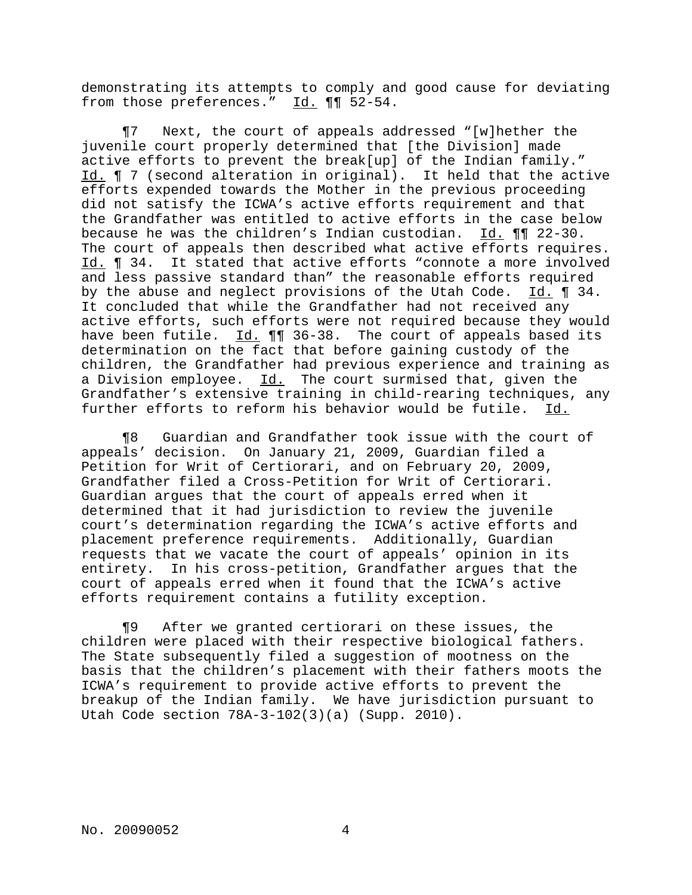demonstrating its attempts to comply and good cause for deviating from those preferences." Id. ¶¶ 52-54.

¶7 Next, the court of appeals addressed "[w]hether the juvenile court properly determined that [the Division] made active efforts to prevent the break[up] of the Indian family." Id. ¶ 7 (second alteration in original). It held that the active efforts expended towards the Mother in the previous proceeding did not satisfy the ICWA's active efforts requirement and that the Grandfather was entitled to active efforts in the case below because he was the children's Indian custodian. Id. ¶¶ 22-30. The court of appeals then described what active efforts requires. Id. ¶ 34. It stated that active efforts "connote a more involved and less passive standard than" the reasonable efforts required by the abuse and neglect provisions of the Utah Code. Id. ¶ 34. It concluded that while the Grandfather had not received any active efforts, such efforts were not required because they would have been futile. Id. ¶¶ 36-38. The court of appeals based its determination on the fact that before gaining custody of the children, the Grandfather had previous experience and training as a Division employee. Id. The court surmised that, given the Grandfather's extensive training in child-rearing techniques, any further efforts to reform his behavior would be futile. Id.

¶8 Guardian and Grandfather took issue with the court of appeals' decision. On January 21, 2009, Guardian filed a Petition for Writ of Certiorari, and on February 20, 2009, Grandfather filed a Cross-Petition for Writ of Certiorari. Guardian argues that the court of appeals erred when it determined that it had jurisdiction to review the juvenile court's determination regarding the ICWA's active efforts and placement preference requirements. Additionally, Guardian requests that we vacate the court of appeals' opinion in its entirety. In his cross-petition, Grandfather argues that the court of appeals erred when it found that the ICWA's active efforts requirement contains a futility exception.

¶9 After we granted certiorari on these issues, the children were placed with their respective biological fathers. The State subsequently filed a suggestion of mootness on the basis that the children's placement with their fathers moots the ICWA's requirement to provide active efforts to prevent the breakup of the Indian family. We have jurisdiction pursuant to Utah Code section 78A-3-102(3)(a) (Supp. 2010).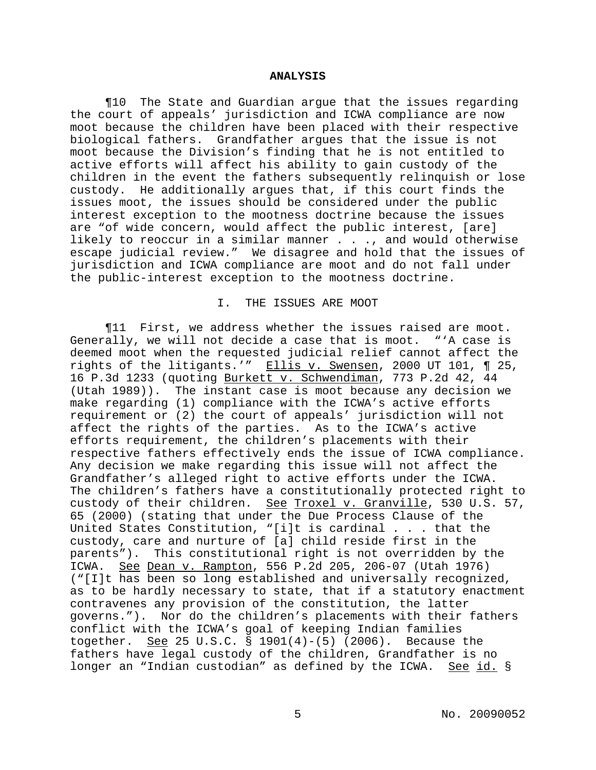## ANALYSIS

¶10 The State and Guardian argue that the issues regarding the court of appeals' jurisdiction and ICWA compliance are now moot because the children have been placed with their respective biological fathers. Grandfather argues that the issue is not moot because the Division's finding that he is not entitled to active efforts will affect his ability to gain custody of the children in the event the fathers subsequently relinquish or lose custody. He additionally argues that, if this court finds the issues moot, the issues should be considered under the public interest exception to the mootness doctrine because the issues are "of wide concern, would affect the public interest, [are] likely to reoccur in a similar manner . . ., and would otherwise escape judicial review." We disagree and hold that the issues of jurisdiction and ICWA compliance are moot and do not fall under the public-interest exception to the mootness doctrine.

### I. THE ISSUES ARE MOOT

¶11 First, we address whether the issues raised are moot. Generally, we will not decide a case that is moot. "'A case is deemed moot when the requested judicial relief cannot affect the rights of the litigants.'" Ellis v. Swensen, 2000 UT 101, ¶ 25, 16 P.3d 1233 (quoting Burkett v. Schwendiman, 773 P.2d 42, 44 (Utah 1989)). The instant case is moot because any decision we make regarding (1) compliance with the ICWA's active efforts requirement or (2) the court of appeals' jurisdiction will not affect the rights of the parties. As to the ICWA's active efforts requirement, the children's placements with their respective fathers effectively ends the issue of ICWA compliance. Any decision we make regarding this issue will not affect the Grandfather's alleged right to active efforts under the ICWA. The children's fathers have a constitutionally protected right to custody of their children. See Troxel v. Granville, 530 U.S. 57, 65 (2000) (stating that under the Due Process Clause of the United States Constitution, "[i]t is cardinal . . . that the custody, care and nurture of [a] child reside first in the parents"). This constitutional right is not overridden by the ICWA. See Dean v. Rampton, 556 P.2d 205, 206-07 (Utah 1976) ("[I]t has been so long established and universally recognized, as to be hardly necessary to state, that if a statutory enactment contravenes any provision of the constitution, the latter governs."). Nor do the children's placements with their fathers conflict with the ICWA's goal of keeping Indian families together. See 25 U.S.C. § 1901(4)-(5) (2006). Because the fathers have legal custody of the children, Grandfather is no longer an "Indian custodian" as defined by the ICWA. See id. §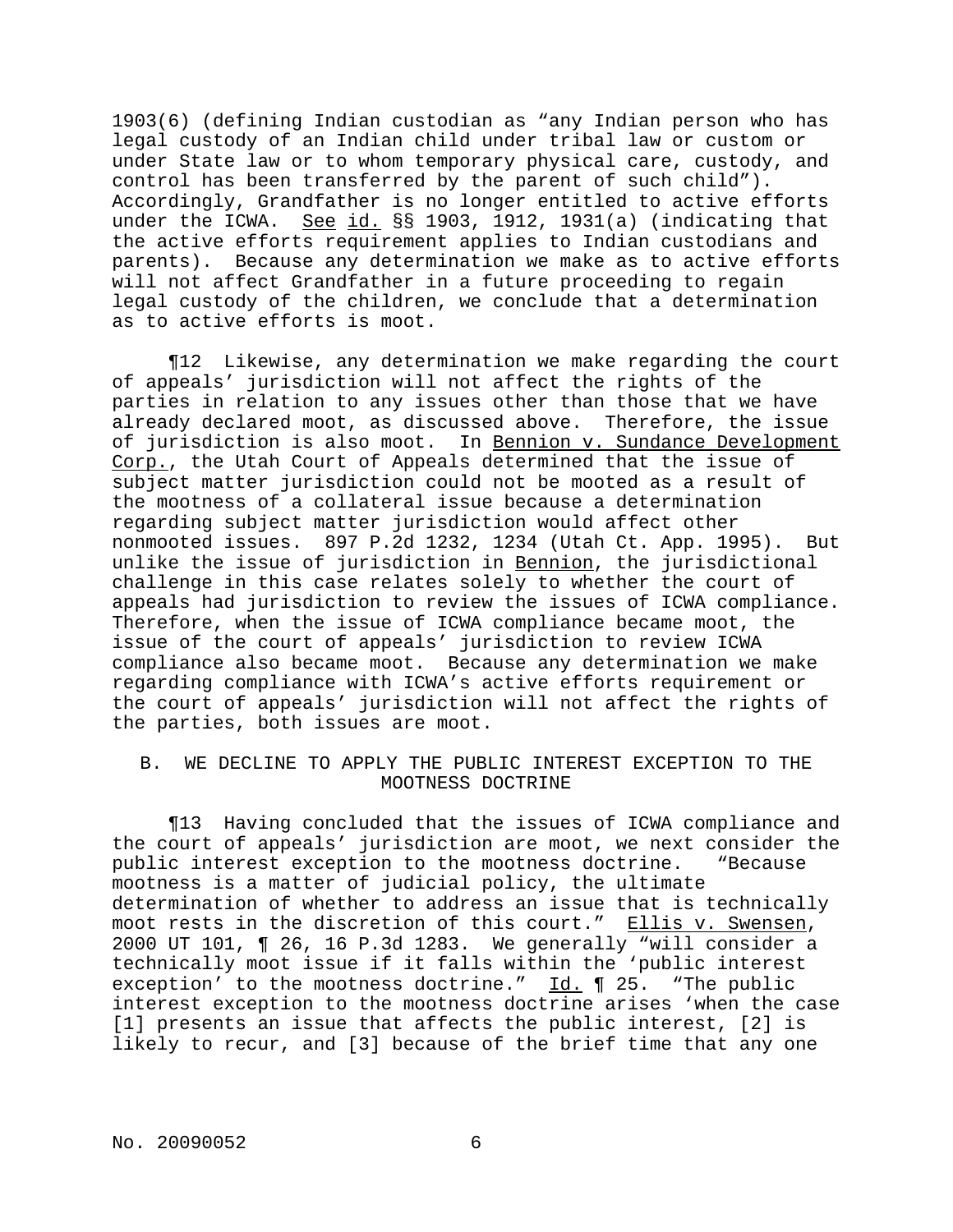1903(6) (defining Indian custodian as "any Indian person who has legal custody of an Indian child under tribal law or custom or under State law or to whom temporary physical care, custody, and control has been transferred by the parent of such child"). Accordingly, Grandfather is no longer entitled to active efforts under the ICWA. See id. §§ 1903, 1912, 1931(a) (indicating that the active efforts requirement applies to Indian custodians and parents). Because any determination we make as to active efforts will not affect Grandfather in a future proceeding to regain legal custody of the children, we conclude that a determination as to active efforts is moot.

¶12 Likewise, any determination we make regarding the court of appeals' jurisdiction will not affect the rights of the parties in relation to any issues other than those that we have already declared moot, as discussed above. Therefore, the issue of jurisdiction is also moot. In Bennion v. Sundance Development Corp., the Utah Court of Appeals determined that the issue of subject matter jurisdiction could not be mooted as a result of the mootness of a collateral issue because a determination regarding subject matter jurisdiction would affect other nonmooted issues. 897 P.2d 1232, 1234 (Utah Ct. App. 1995). But unlike the issue of jurisdiction in Bennion, the jurisdictional challenge in this case relates solely to whether the court of appeals had jurisdiction to review the issues of ICWA compliance. Therefore, when the issue of ICWA compliance became moot, the issue of the court of appeals' jurisdiction to review ICWA compliance also became moot. Because any determination we make regarding compliance with ICWA's active efforts requirement or the court of appeals' jurisdiction will not affect the rights of the parties, both issues are moot.

## B. WE DECLINE TO APPLY THE PUBLIC INTEREST EXCEPTION TO THE MOOTNESS DOCTRINE

¶13 Having concluded that the issues of ICWA compliance and the court of appeals' jurisdiction are moot, we next consider the public interest exception to the mootness doctrine. "Because mootness is a matter of judicial policy, the ultimate determination of whether to address an issue that is technically moot rests in the discretion of this court." Ellis v. Swensen, 2000 UT 101, ¶ 26, 16 P.3d 1283. We generally "will consider a technically moot issue if it falls within the 'public interest exception' to the mootness doctrine." Id. ¶ 25. "The public interest exception to the mootness doctrine arises 'when the case [1] presents an issue that affects the public interest, [2] is likely to recur, and [3] because of the brief time that any one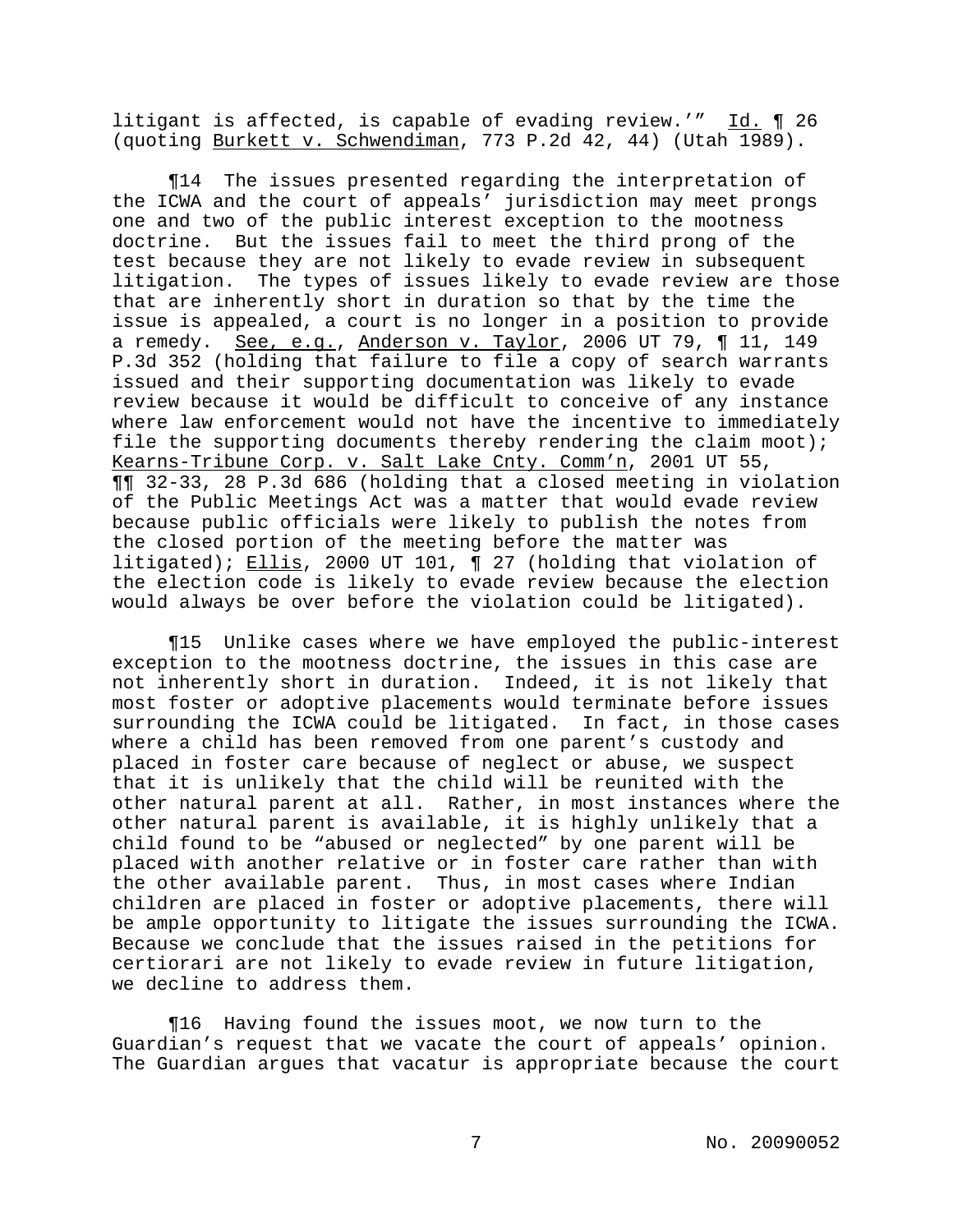litigant is affected, is capable of evading review.'" Id. ¶ 26 (quoting Burkett v. Schwendiman, 773 P.2d 42, 44) (Utah 1989).

¶14 The issues presented regarding the interpretation of the ICWA and the court of appeals' jurisdiction may meet prongs one and two of the public interest exception to the mootness doctrine. But the issues fail to meet the third prong of the test because they are not likely to evade review in subsequent litigation. The types of issues likely to evade review are those that are inherently short in duration so that by the time the issue is appealed, a court is no longer in a position to provide a remedy. See, e.g., Anderson v. Taylor, 2006 UT 79, ¶ 11, 149 P.3d 352 (holding that failure to file a copy of search warrants issued and their supporting documentation was likely to evade review because it would be difficult to conceive of any instance where law enforcement would not have the incentive to immediately file the supporting documents thereby rendering the claim moot); Kearns-Tribune Corp. v. Salt Lake Cnty. Comm'n, 2001 UT 55, ¶¶ 32-33, 28 P.3d 686 (holding that a closed meeting in violation of the Public Meetings Act was a matter that would evade review because public officials were likely to publish the notes from the closed portion of the meeting before the matter was litigated); Ellis, 2000 UT 101, ¶ 27 (holding that violation of the election code is likely to evade review because the election would always be over before the violation could be litigated).

¶15 Unlike cases where we have employed the public-interest exception to the mootness doctrine, the issues in this case are not inherently short in duration. Indeed, it is not likely that most foster or adoptive placements would terminate before issues surrounding the ICWA could be litigated. In fact, in those cases where a child has been removed from one parent's custody and placed in foster care because of neglect or abuse, we suspect that it is unlikely that the child will be reunited with the other natural parent at all. Rather, in most instances where the other natural parent is available, it is highly unlikely that a child found to be "abused or neglected" by one parent will be placed with another relative or in foster care rather than with the other available parent. Thus, in most cases where Indian children are placed in foster or adoptive placements, there will be ample opportunity to litigate the issues surrounding the ICWA. Because we conclude that the issues raised in the petitions for certiorari are not likely to evade review in future litigation, we decline to address them.

¶16 Having found the issues moot, we now turn to the Guardian's request that we vacate the court of appeals' opinion. The Guardian argues that vacatur is appropriate because the court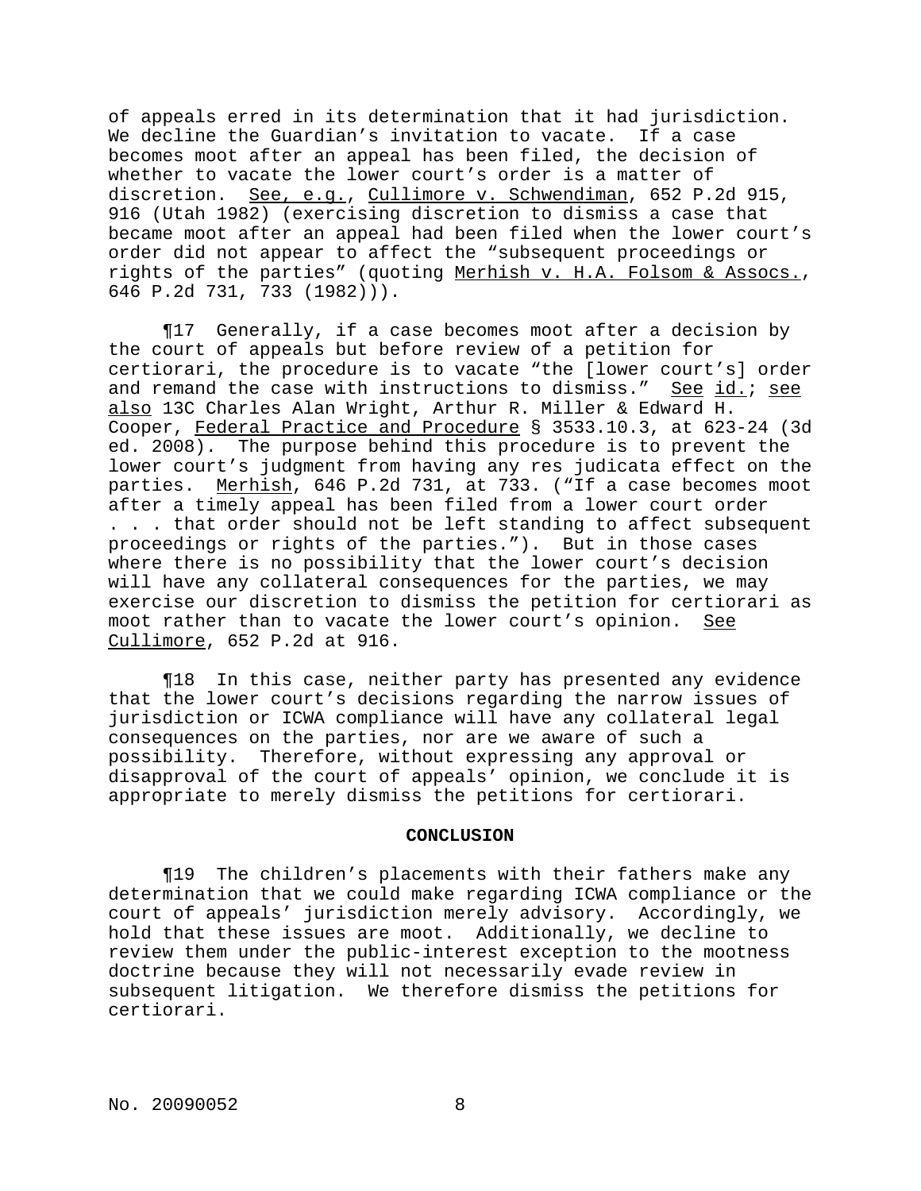of appeals erred in its determination that it had jurisdiction. We decline the Guardian's invitation to vacate. If a case becomes moot after an appeal has been filed, the decision of whether to vacate the lower court's order is a matter of discretion. See, e.g., Cullimore v. Schwendiman, 652 P.2d 915, 916 (Utah 1982) (exercising discretion to dismiss a case that became moot after an appeal had been filed when the lower court's order did not appear to affect the "subsequent proceedings or rights of the parties" (quoting Merhish v. H.A. Folsom & Assocs., 646 P.2d 731, 733 (1982))).

¶17 Generally, if a case becomes moot after a decision by the court of appeals but before review of a petition for certiorari, the procedure is to vacate "the [lower court's] order and remand the case with instructions to dismiss." See id.; see also 13C Charles Alan Wright, Arthur R. Miller & Edward H. Cooper, Federal Practice and Procedure § 3533.10.3, at 623-24 (3d ed. 2008). The purpose behind this procedure is to prevent the lower court's judgment from having any res judicata effect on the parties. Merhish, 646 P.2d 731, at 733. ("If a case becomes moot after a timely appeal has been filed from a lower court order . . . that order should not be left standing to affect subsequent proceedings or rights of the parties."). But in those cases where there is no possibility that the lower court's decision will have any collateral consequences for the parties, we may exercise our discretion to dismiss the petition for certiorari as moot rather than to vacate the lower court's opinion. See Cullimore, 652 P.2d at 916.

¶18 In this case, neither party has presented any evidence that the lower court's decisions regarding the narrow issues of jurisdiction or ICWA compliance will have any collateral legal consequences on the parties, nor are we aware of such a possibility. Therefore, without expressing any approval or disapproval of the court of appeals' opinion, we conclude it is appropriate to merely dismiss the petitions for certiorari.

## CONCLUSION

¶19 The children's placements with their fathers make any determination that we could make regarding ICWA compliance or the court of appeals' jurisdiction merely advisory. Accordingly, we hold that these issues are moot. Additionally, we decline to review them under the public-interest exception to the mootness doctrine because they will not necessarily evade review in subsequent litigation. We therefore dismiss the petitions for certiorari.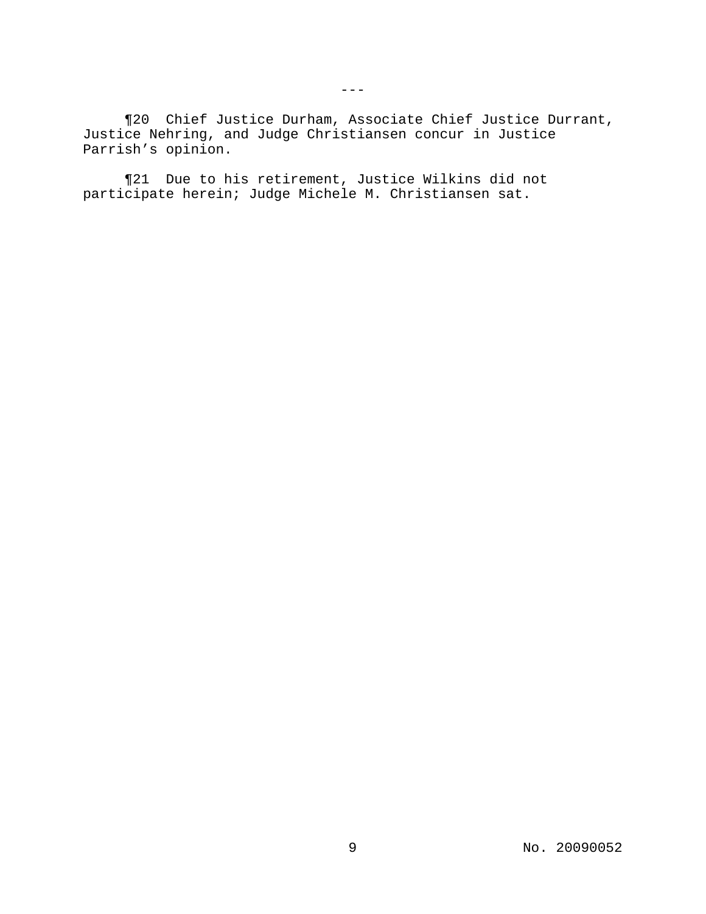---

¶20 Chief Justice Durham, Associate Chief Justice Durrant, Justice Nehring, and Judge Christiansen concur in Justice Parrish's opinion.

¶21 Due to his retirement, Justice Wilkins did not participate herein; Judge Michele M. Christiansen sat.